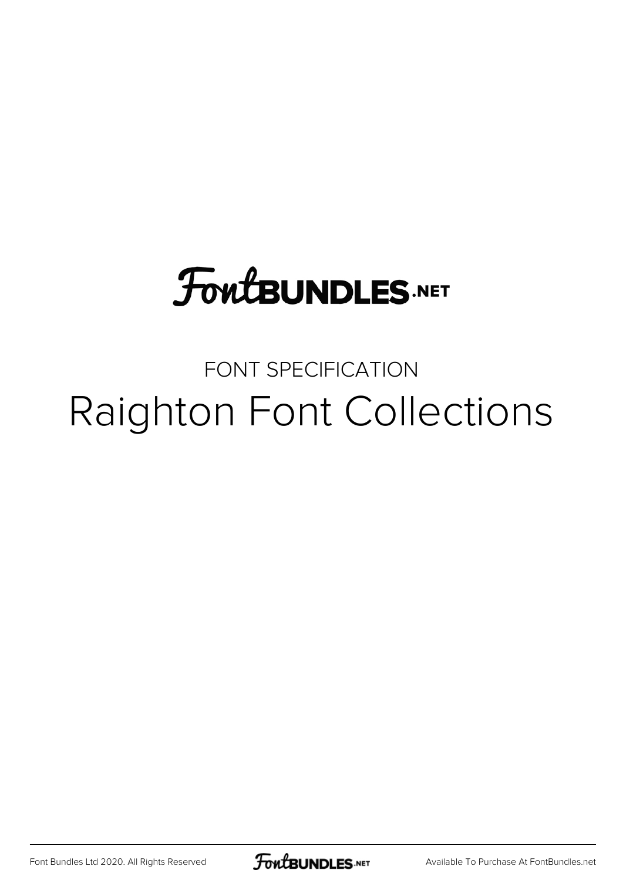# FontBUNDLES.NET

FONT SPECIFICATION

# Raighton Font Collections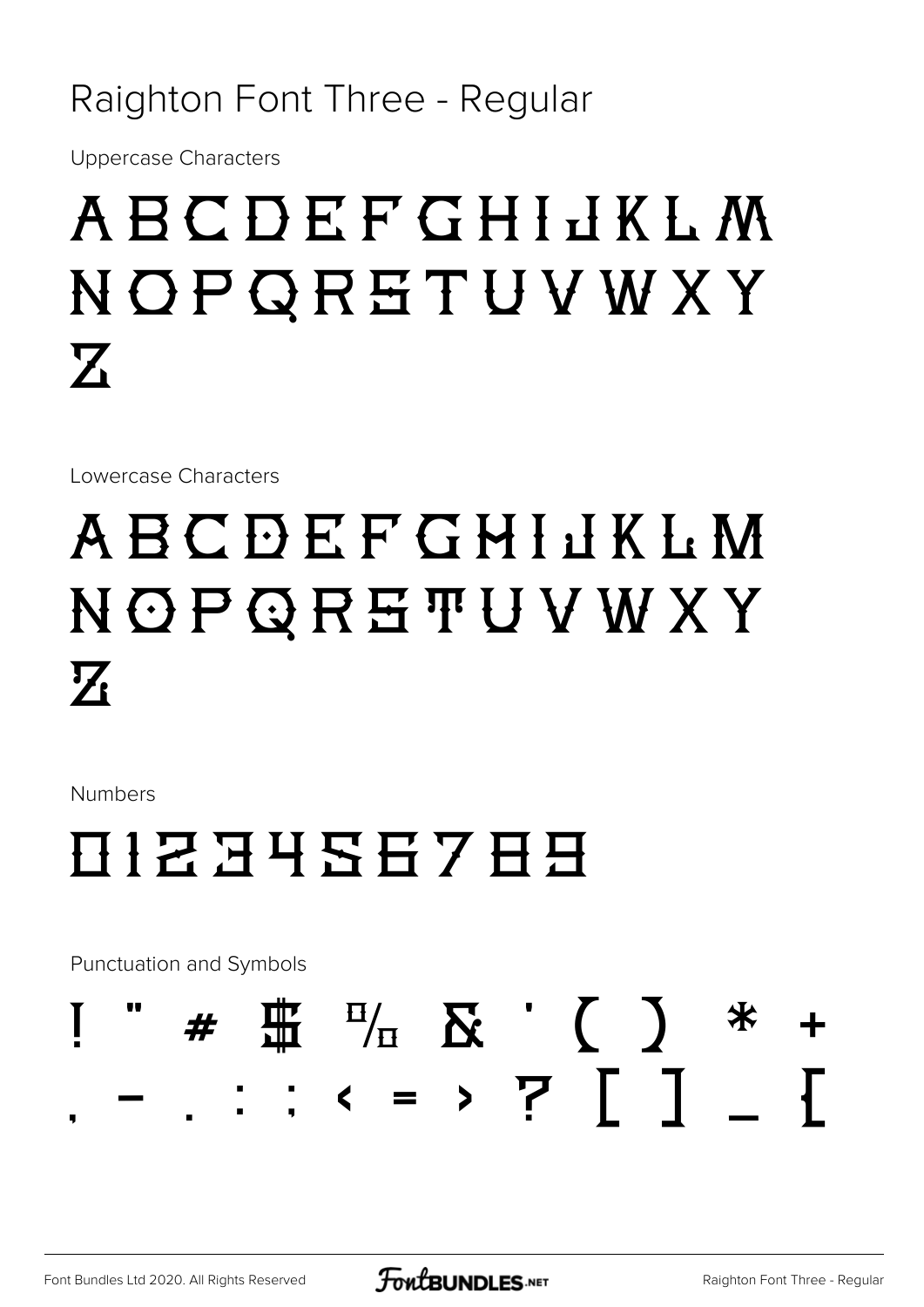# Raighton Font Three - Regular

Uppercase Characters

A B C D E F G H I J K L M N O P Q R S T U V W X Y Z

Lowercase Characters

A B C D E F G H I J K L M N O P Q R S T U V W X Y Z

Numbers

0 1 2 3 4 5 6 7 8 9

Punctuation and Symbols

! " # $ % & ' ( ) * + , - . : ; < = > ? [ ] _ {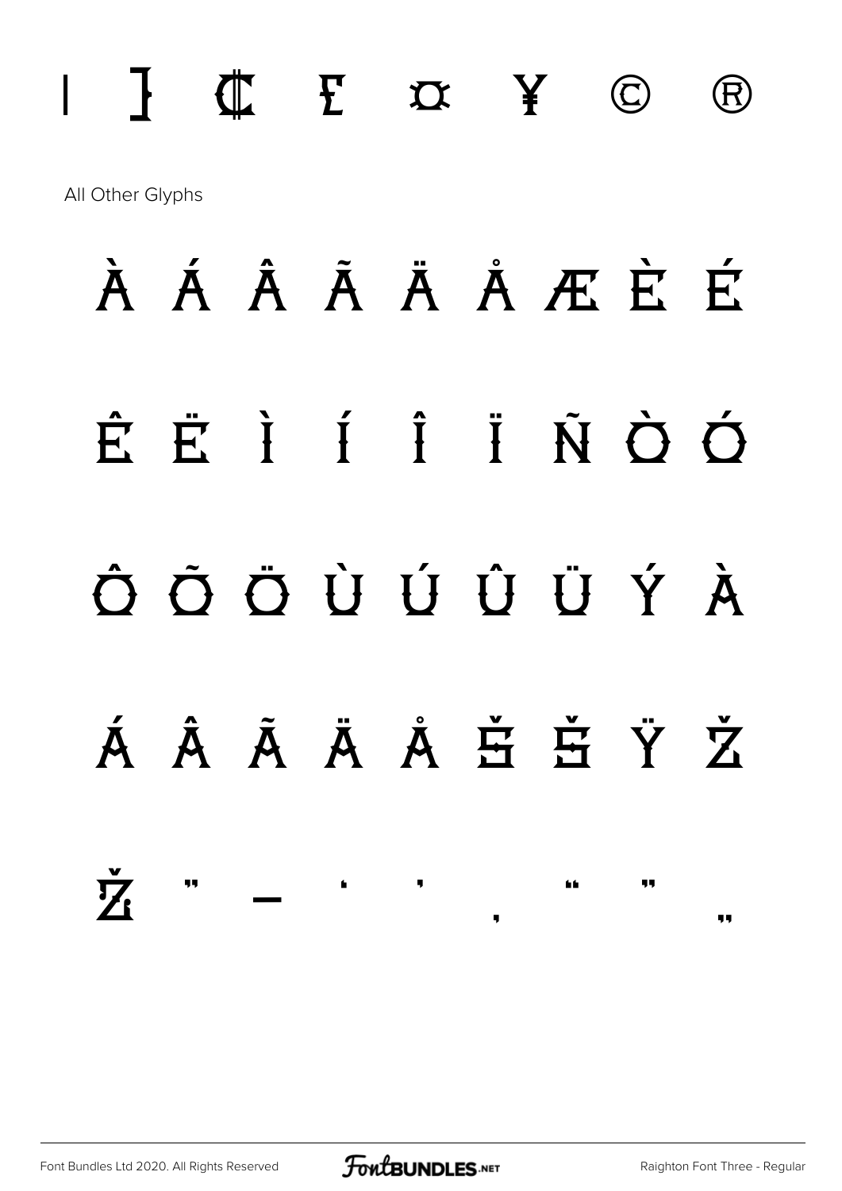| ] ₵ £ ¤ ¥ © ®

All Other Glyphs

À Á Â Ã Ä Å Æ È É

Ê Ë Ì Í Î Ï Ñ Ò Ó

Ô Õ Ö Ù Ú Û Ü Ý à

á â ã ä å Š š Ÿ Ž

ž " – ' ' ‚ " " „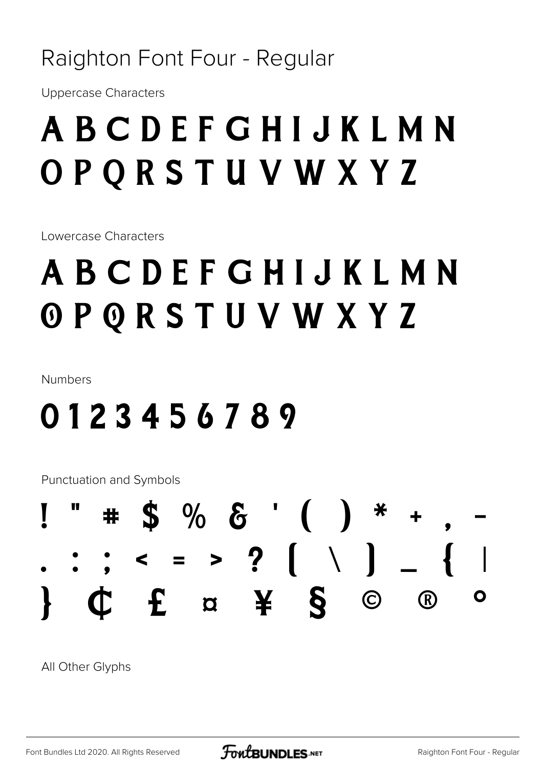# Raighton Font Four - Regular

Uppercase Characters

A B C D E F G H I J K L M N
O P Q R S T U V W X Y Z

Lowercase Characters

A B C D E F G H I J K L M N
O P Q R S T U V W X Y Z

Numbers

0 1 2 3 4 5 6 7 8 9

Punctuation and Symbols

! " # $ % & ' ( ) * + , -
. : ; < = > ? [ \ ] _ { |
} ¢ £ ¤ ¥ § © ® °

All Other Glyphs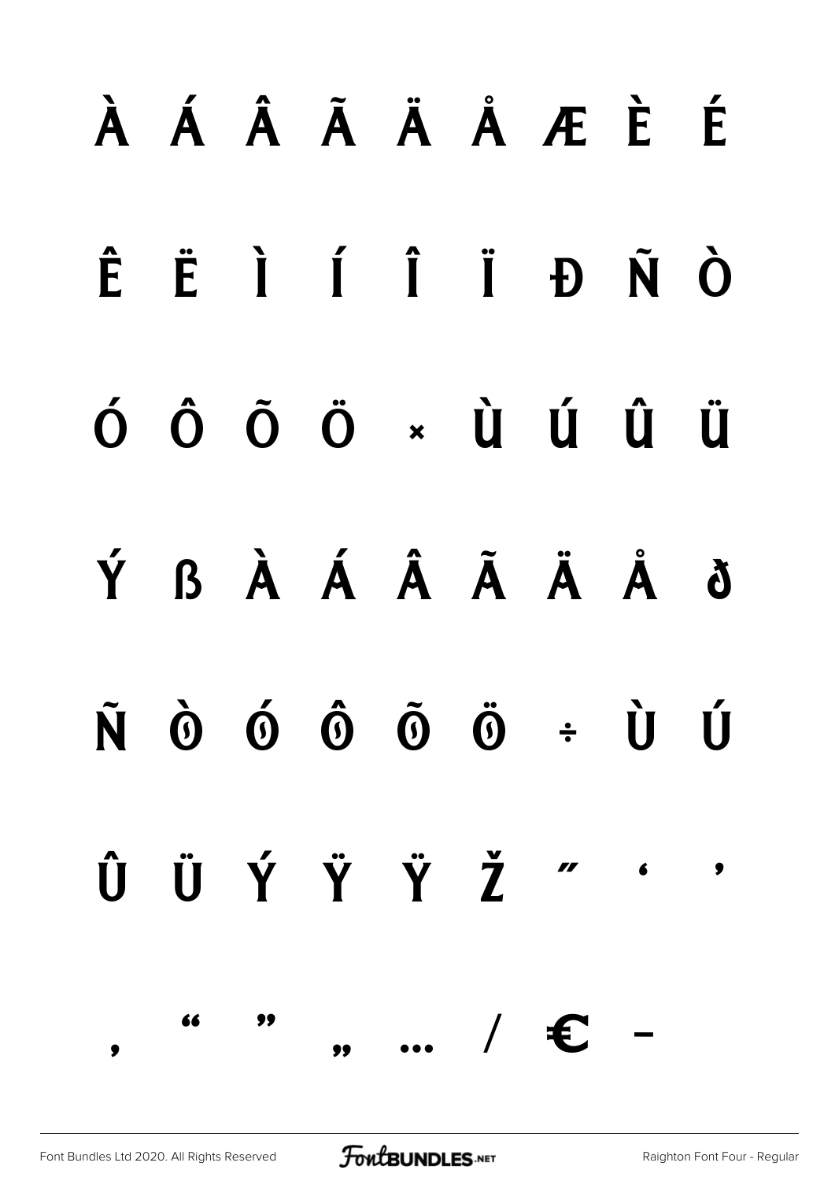À Á Â Ã Ä Å Æ È É

Ê Ë Ì Í Î Ï Ð Ñ Ò

Ó Ô Õ Ö × Ù Ú Û Ü

Ý ß à á â ã ä å ð

ñ ò ó ô õ ö ÷ ù ú

û ü ý ÿ Ÿ Ž ″ ' '

, " " „ … / € –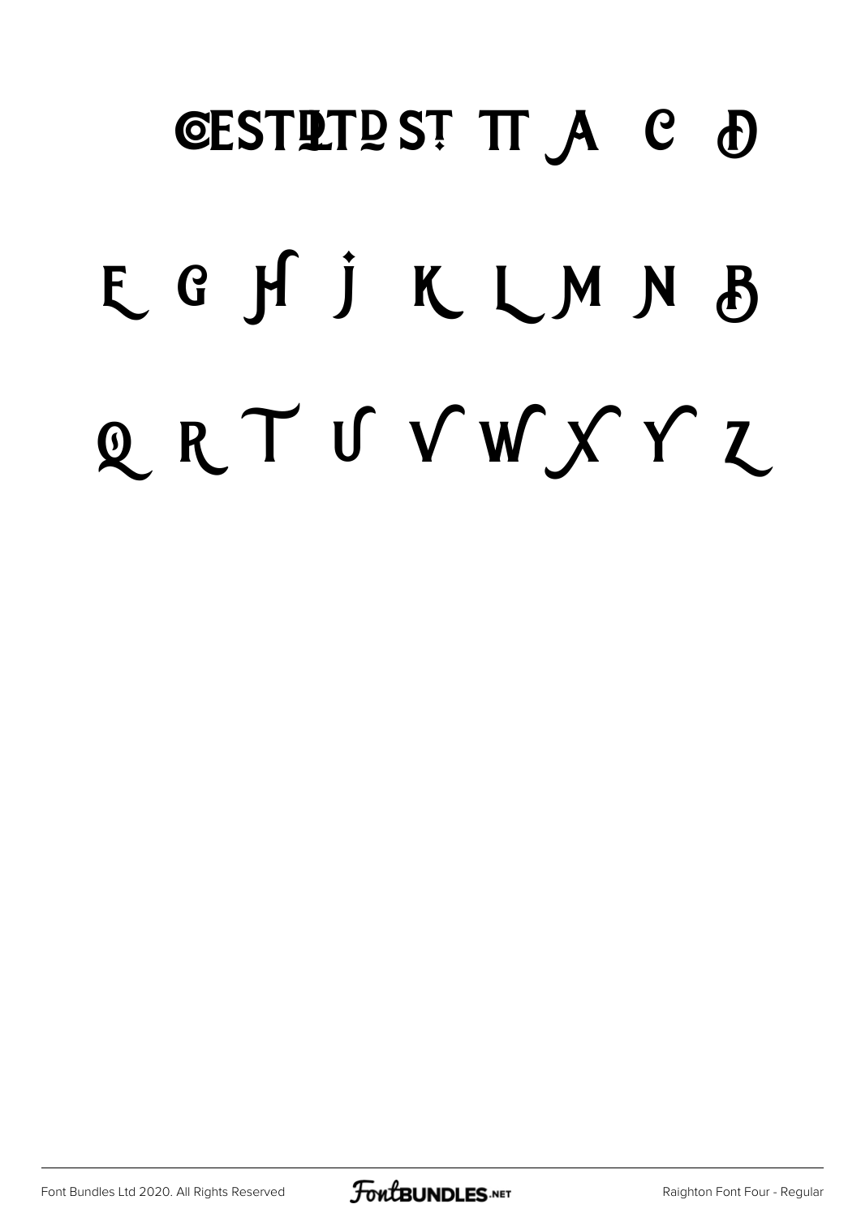ŒESTŁTĐ ST̩ TT A C Ð

E G H J K L M N B

Q R T U V W X Y Z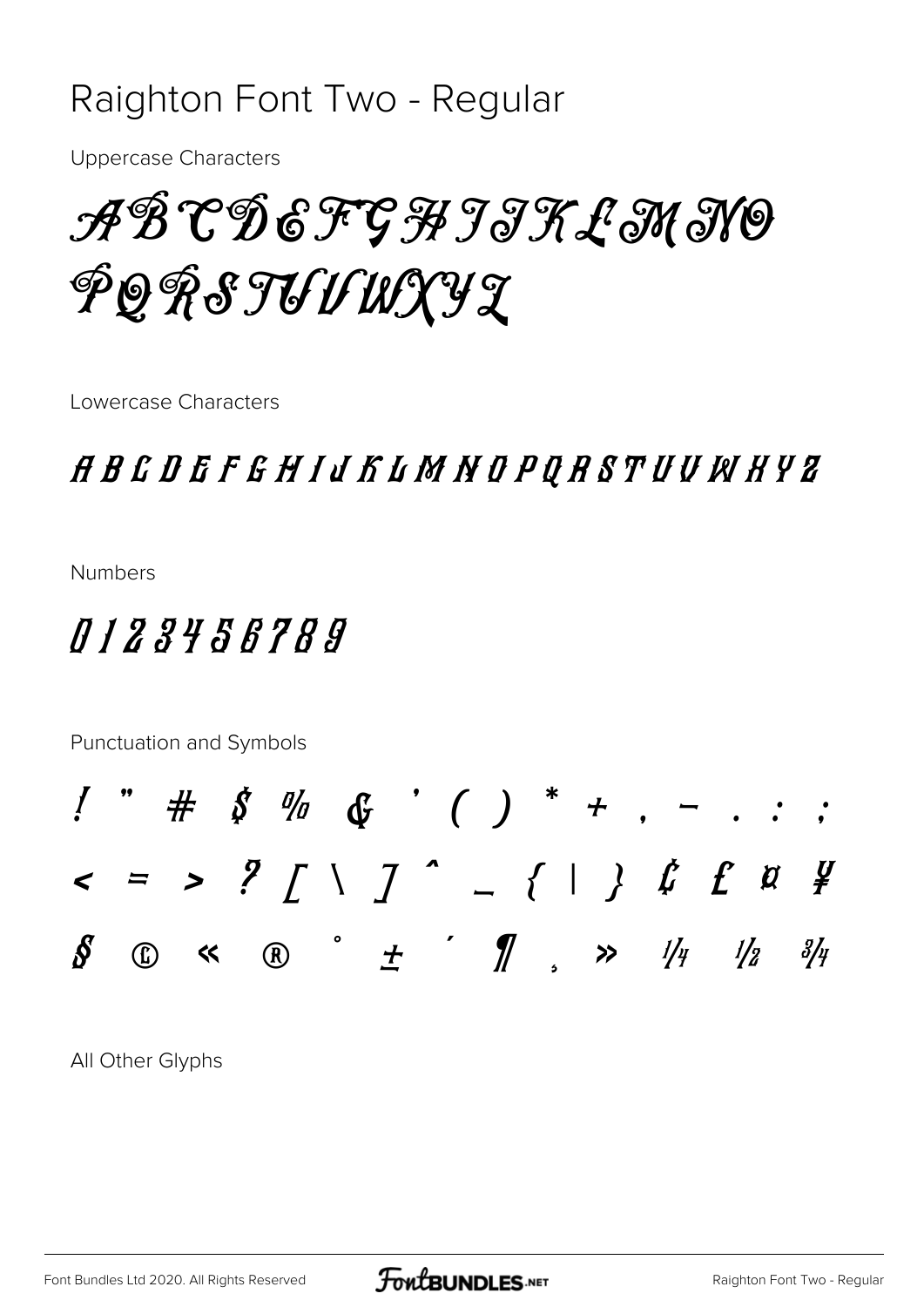# Raighton Font Two - Regular

Uppercase Characters

ABCDEFGHIJKLMNO
PQRSTUVWXYZ

Lowercase Characters

A B C D E F G H I J K L M N O P Q R S T U V W X Y Z

Numbers

0 1 2 3 4 5 6 7 8 9

Punctuation and Symbols

! " # $ % & ' ( ) * + , - . : ;
< = > ? [ \ ] ^ _ { | } ¢ £ ¤ ¥
§ © « ® ° ± ´ ¶ ¸ » ¼ ½ ¾

All Other Glyphs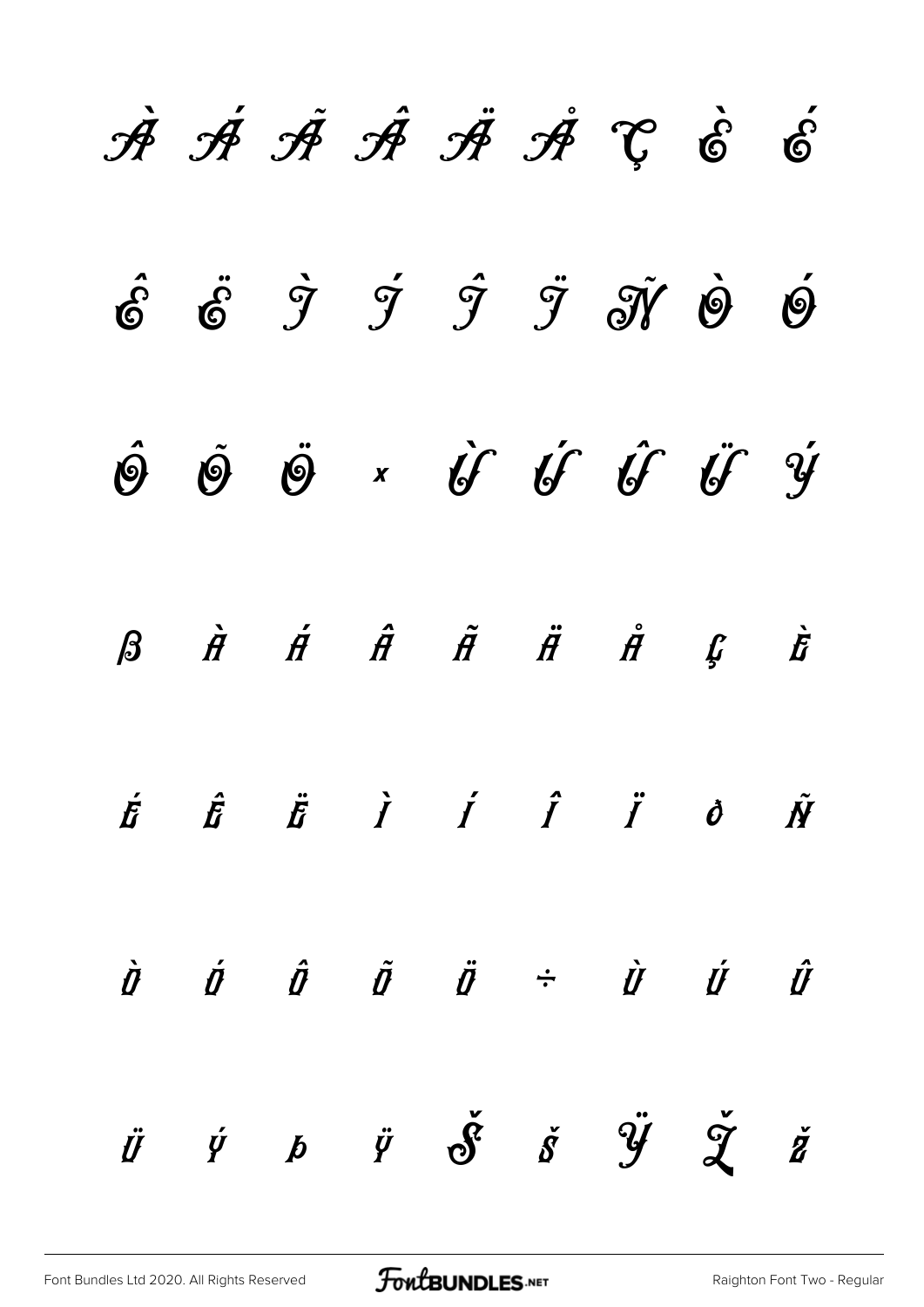À Á Ã Â Ä Å Ç È É

Ê Ë Ì Í Î Ï Ñ Ò Ó

Ô Õ Ö × Ù Ú Û Ü Ý

ß à á â ã ä å ç è

é ê ë ì í î ï ð ñ

ò ó ô õ ö ÷ ù ú û

ü ý þ ÿ Š š Ÿ Ž ž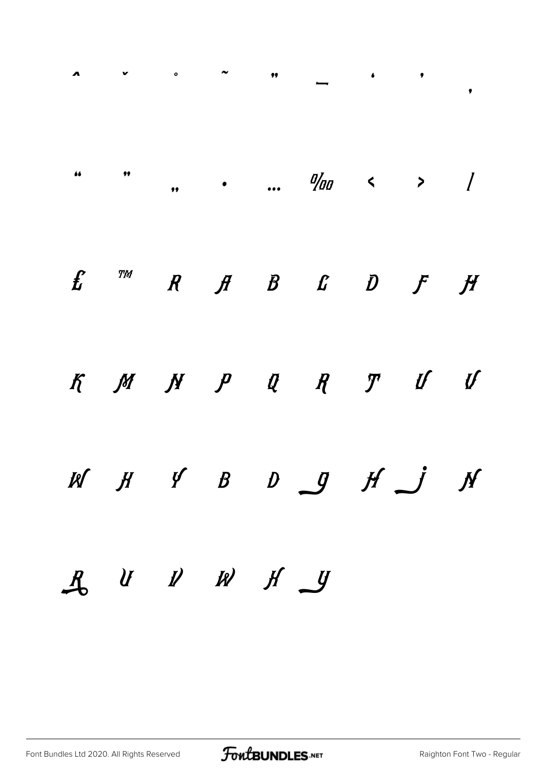ˆ ˇ ˚ ˜ ˝ ‗ ' ' ‚

" " „ • … ‰ ‹ › ⁄

₤ ™ R A B C D F H

K M N P Q R T U V

W X Y B D _g H _j N

R U V W X _y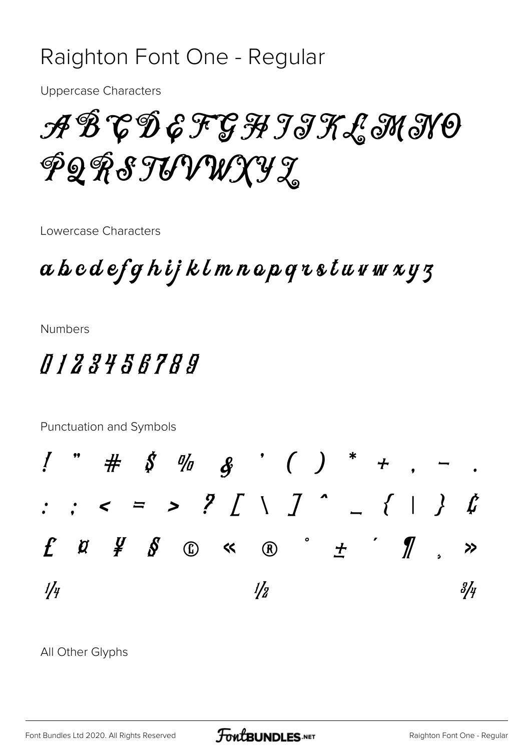# Raighton Font One - Regular

Uppercase Characters

A B C D E F G H I J K L M N O
P Q R S T U V W X Y Z

Lowercase Characters

a b c d e f g h i j k l m n o p q r s t u v w x y z

Numbers

0 1 2 3 4 5 6 7 8 9

Punctuation and Symbols

! " # $ % & ' ( ) * + , – .
: ; < = > ? [ \ ] ^ _ { | } ¢
£ ¤ ¥ § © « ® ° ± ´ ¶ ¸ »
¼ ½ ¾

All Other Glyphs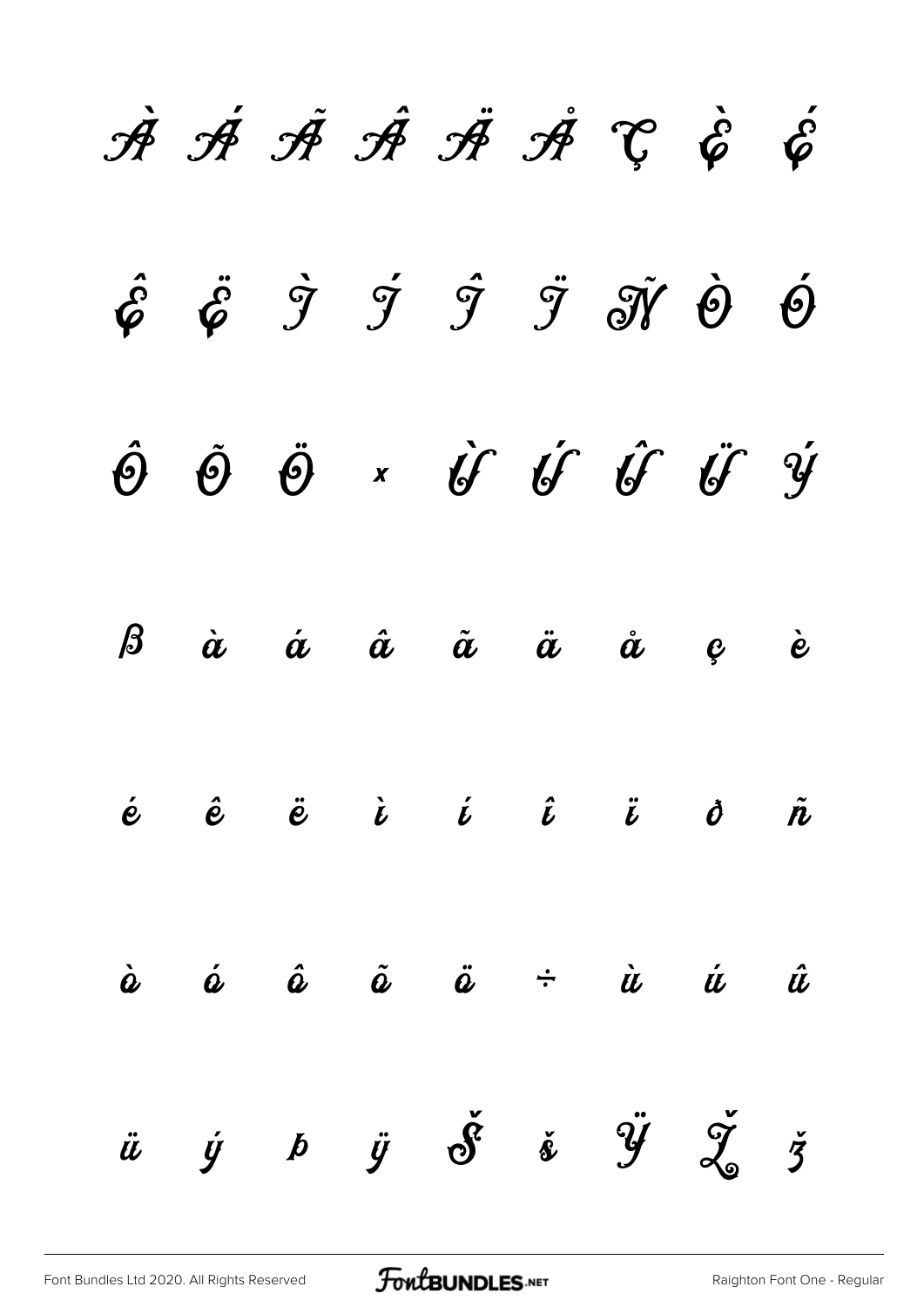À Á Ã Â Ä Å Ç È É

Ê Ë Ì Í Î Ï Ñ Ò Ó

Ô Õ Ö × Ù Ú Û Ü Ý

ß à á â ã ä å ç è

é ê ë ì í î ï ð ñ

ò ó ô õ ö ÷ ù ú û

ü ý þ ÿ Š š Ÿ Ž ž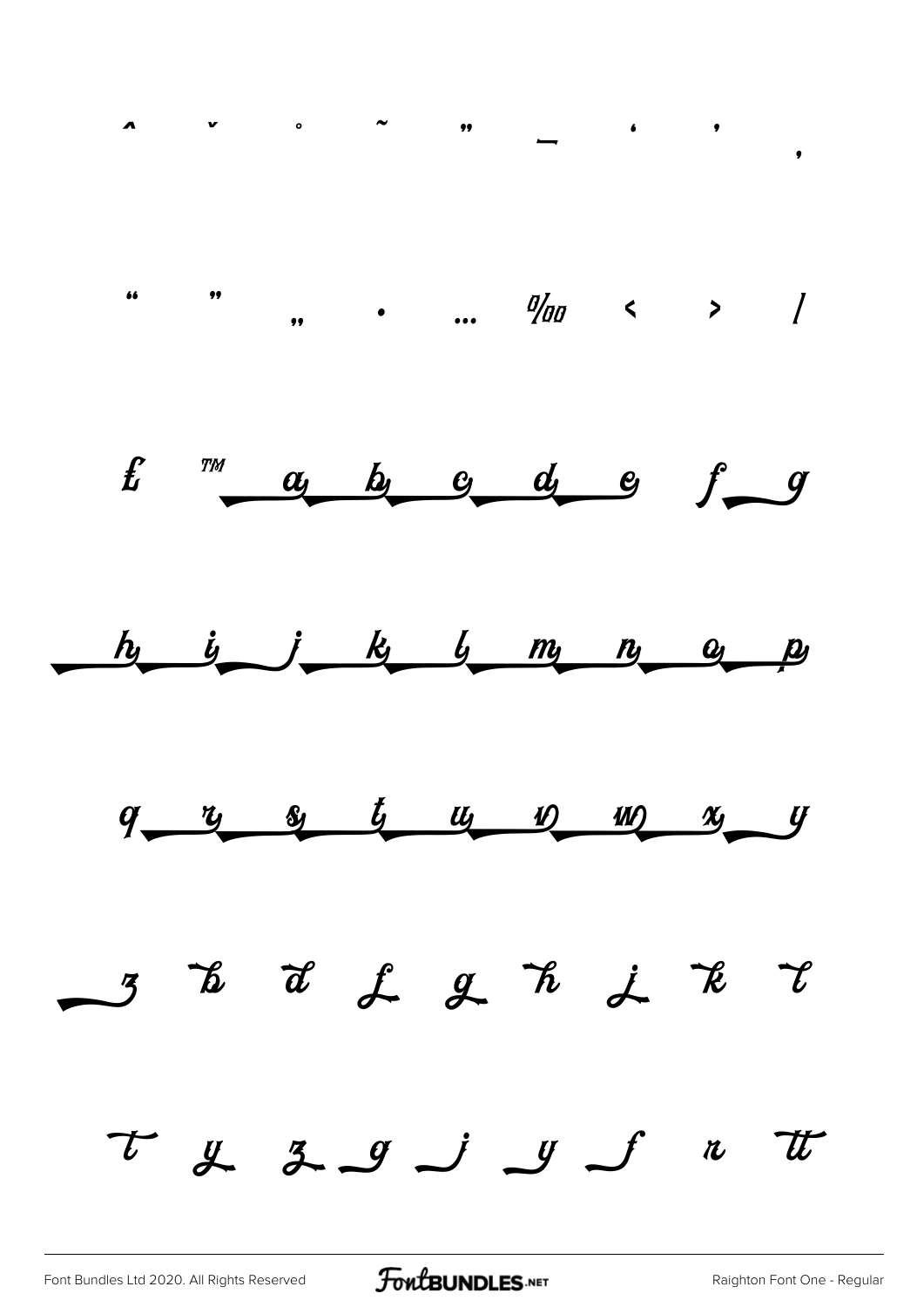ˆ ˇ ˚ ˜ ˝ ¯ ‘ ’ ‚

“ ” „ • … ‰ ‹ › ⁄

₤ ™ a b c d e f g

h i j k l m n o p

q r s t u v w x y

z b d f g h j k l

t y z g j y f r tt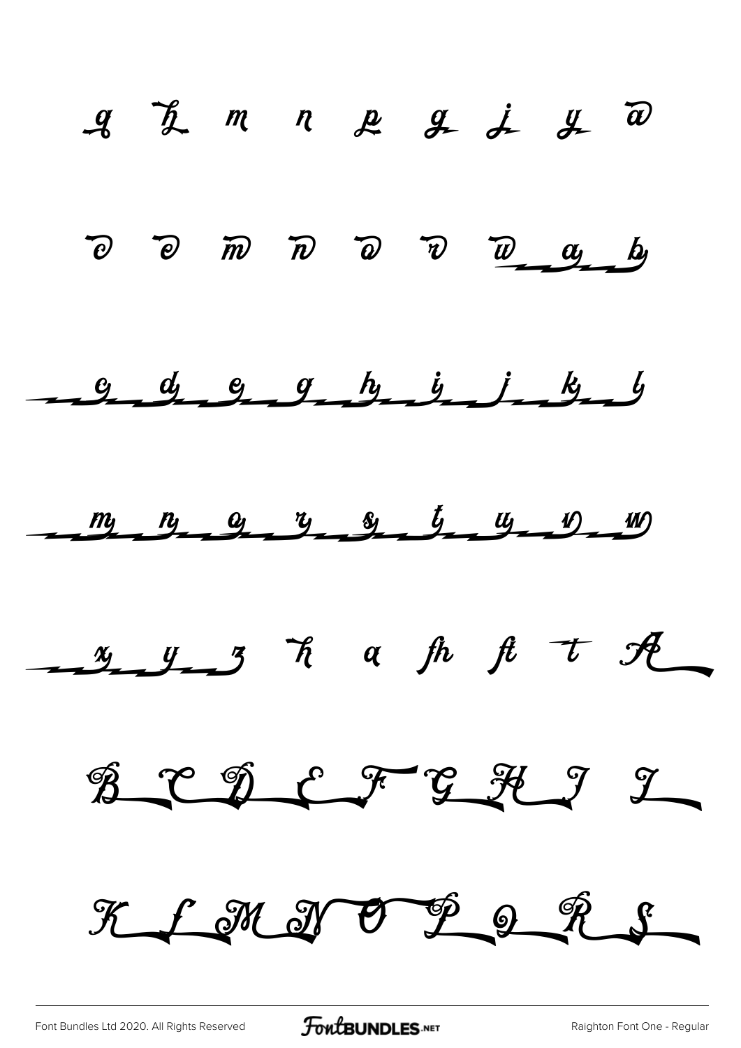g h m n p g j y a

o o m n o v w a b

c d e g h i j k l

m n o r s t u v w

x y z h a fh ft t A

B C D E F G H I J

K L M N O P Q R S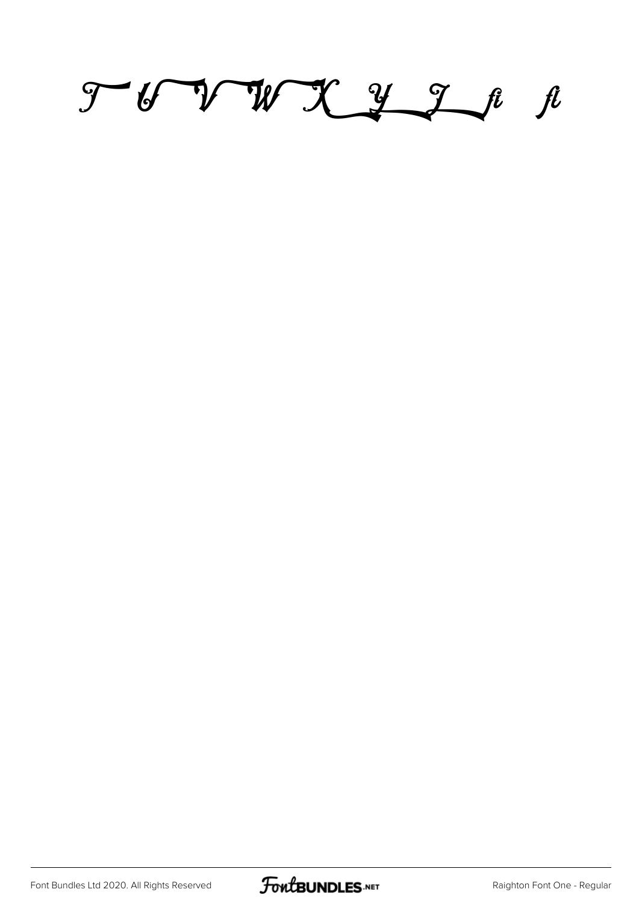T U V W X Y Z ﬁ ﬁ